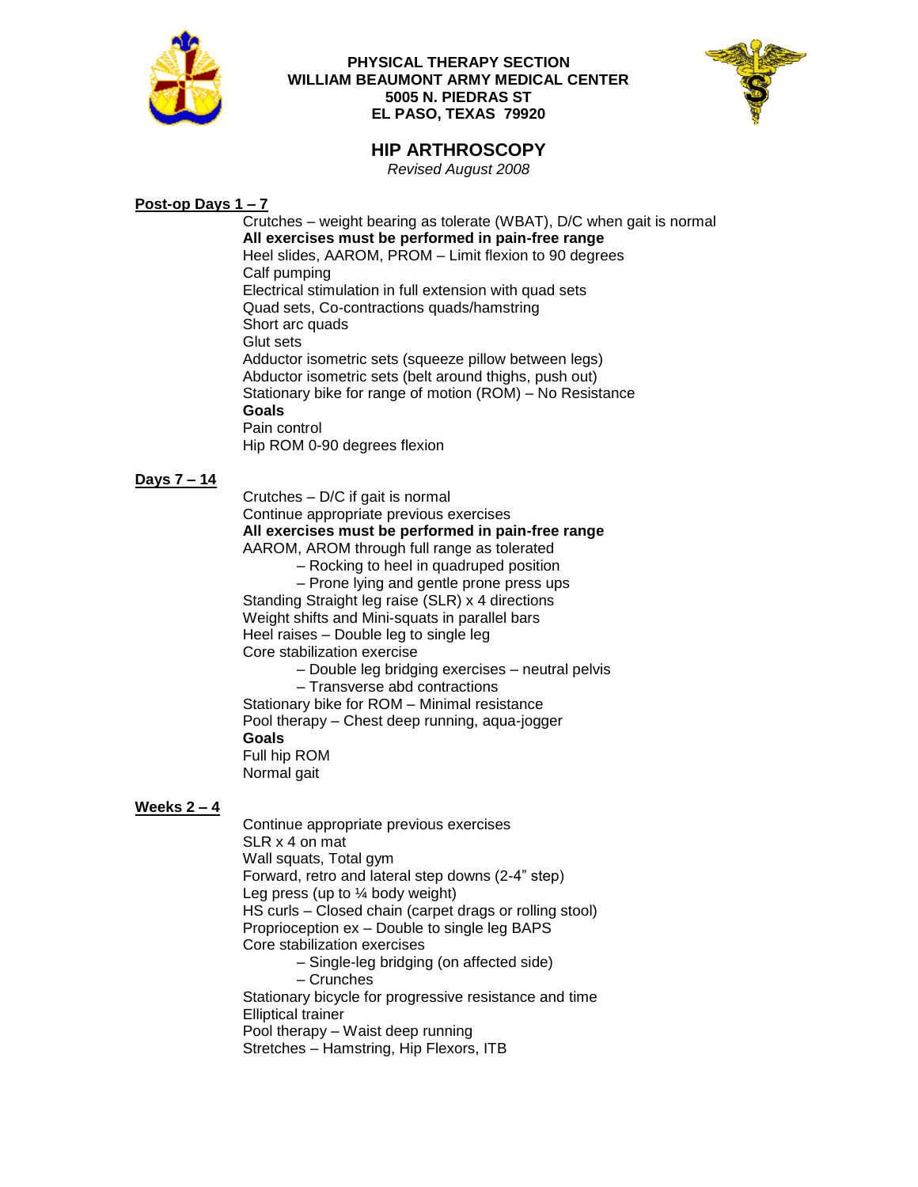**PHYSICAL THERAPY SECTION**
**WILLIAM BEAUMONT ARMY MEDICAL CENTER**
**5005 N. PIEDRAS ST**
**EL PASO, TEXAS 79920**

# HIP ARTHROSCOPY

*Revised August 2008*

## Post-op Days 1 – 7

Crutches – weight bearing as tolerate (WBAT), D/C when gait is normal
**All exercises must be performed in pain-free range**
Heel slides, AAROM, PROM – Limit flexion to 90 degrees
Calf pumping
Electrical stimulation in full extension with quad sets
Quad sets, Co-contractions quads/hamstring
Short arc quads
Glut sets
Adductor isometric sets (squeeze pillow between legs)
Abductor isometric sets (belt around thighs, push out)
Stationary bike for range of motion (ROM) – No Resistance
**Goals**
Pain control
Hip ROM 0-90 degrees flexion

## Days 7 – 14

Crutches – D/C if gait is normal
Continue appropriate previous exercises
**All exercises must be performed in pain-free range**
AAROM, AROM through full range as tolerated
- Rocking to heel in quadruped position
- Prone lying and gentle prone press ups

Standing Straight leg raise (SLR) x 4 directions
Weight shifts and Mini-squats in parallel bars
Heel raises – Double leg to single leg
Core stabilization exercise
- Double leg bridging exercises – neutral pelvis
- Transverse abd contractions

Stationary bike for ROM – Minimal resistance
Pool therapy – Chest deep running, aqua-jogger
**Goals**
Full hip ROM
Normal gait

## Weeks 2 – 4

Continue appropriate previous exercises
SLR x 4 on mat
Wall squats, Total gym
Forward, retro and lateral step downs (2-4" step)
Leg press (up to ¼ body weight)
HS curls – Closed chain (carpet drags or rolling stool)
Proprioception ex – Double to single leg BAPS
Core stabilization exercises
- Single-leg bridging (on affected side)
- Crunches

Stationary bicycle for progressive resistance and time
Elliptical trainer
Pool therapy – Waist deep running
Stretches – Hamstring, Hip Flexors, ITB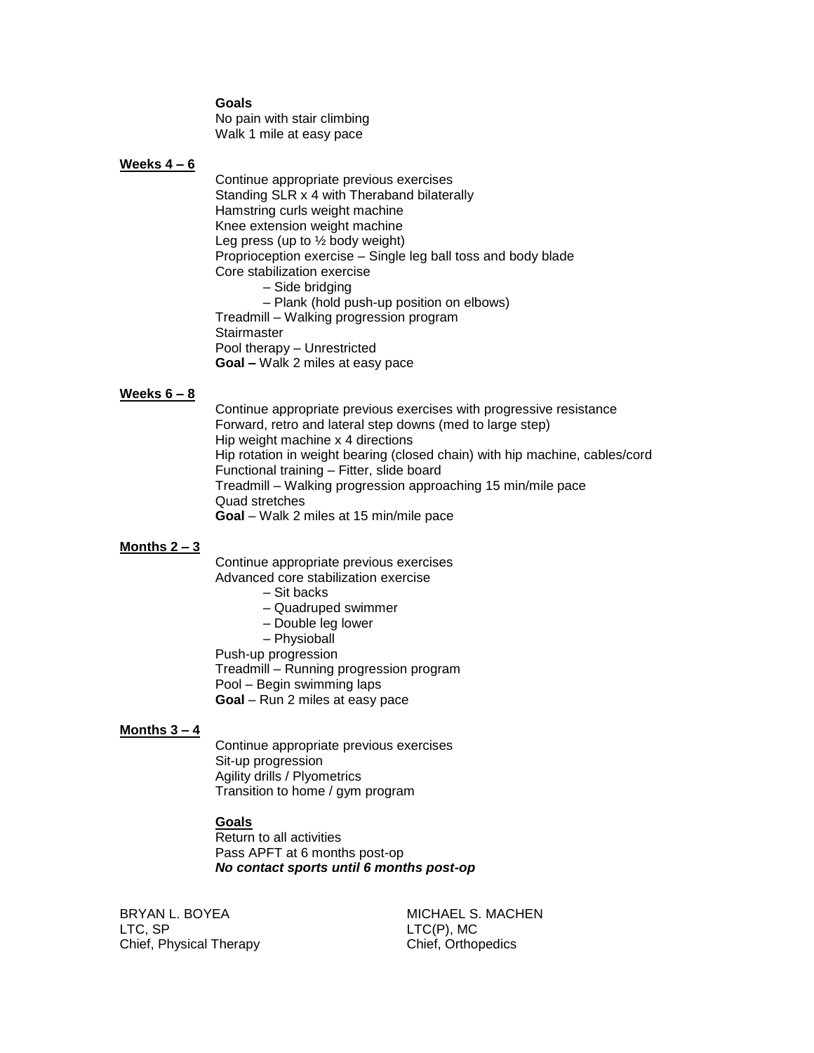**Goals**

No pain with stair climbing

Walk 1 mile at easy pace

**Weeks 4 – 6**

Continue appropriate previous exercises

Standing SLR x 4 with Theraband bilaterally

Hamstring curls weight machine

Knee extension weight machine

Leg press (up to ½ body weight)

Proprioception exercise – Single leg ball toss and body blade

Core stabilization exercise

- – Side bridging
- – Plank (hold push-up position on elbows)

Treadmill – Walking progression program

Stairmaster

Pool therapy – Unrestricted

**Goal –** Walk 2 miles at easy pace

**Weeks 6 – 8**

Continue appropriate previous exercises with progressive resistance

Forward, retro and lateral step downs (med to large step)

Hip weight machine x 4 directions

Hip rotation in weight bearing (closed chain) with hip machine, cables/cord

Functional training – Fitter, slide board

Treadmill – Walking progression approaching 15 min/mile pace

Quad stretches

**Goal** – Walk 2 miles at 15 min/mile pace

**Months 2 – 3**

Continue appropriate previous exercises

Advanced core stabilization exercise

- – Sit backs
- – Quadruped swimmer
- – Double leg lower
- – Physioball

Push-up progression

Treadmill – Running progression program

Pool – Begin swimming laps

**Goal** – Run 2 miles at easy pace

**Months 3 – 4**

Continue appropriate previous exercises

Sit-up progression

Agility drills / Plyometrics

Transition to home / gym program

**Goals**

Return to all activities

Pass APFT at 6 months post-op

***No contact sports until 6 months post-op***

BRYAN L. BOYEA
LTC, SP
Chief, Physical Therapy

MICHAEL S. MACHEN
LTC(P), MC
Chief, Orthopedics